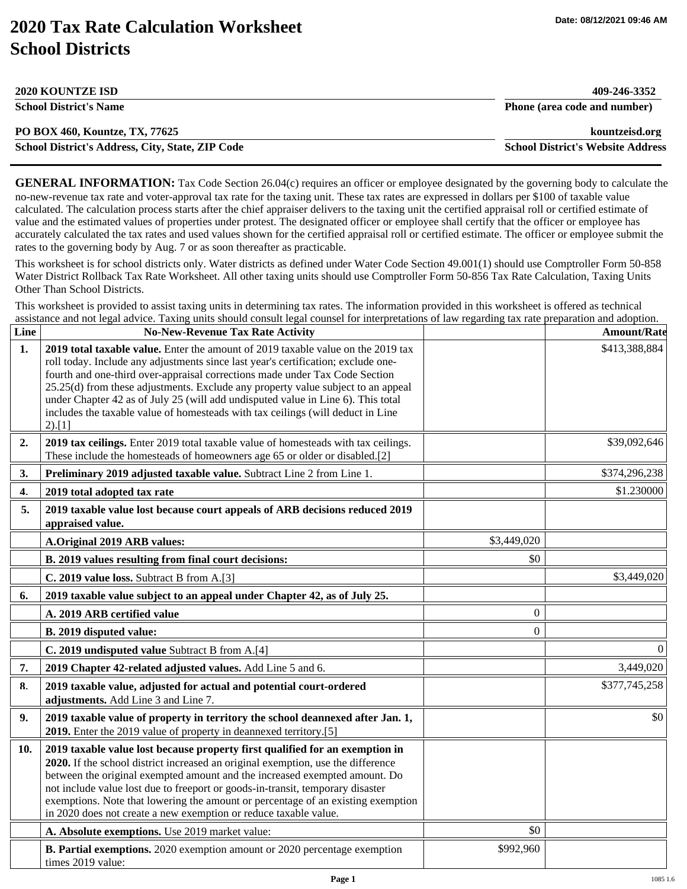# 2020 Tax Rate Calculation Worksheet
# School Districts

Date: 08/12/2021 09:46 AM

| | |
|---|---|
| **2020 KOUNTZE ISD** | **409-246-3352** |
| **School District's Name** | **Phone (area code and number)** |
| **PO BOX 460, Kountze, TX, 77625** | **kountzeisd.org** |
| **School District's Address, City, State, ZIP Code** | **School District's Website Address** |

**GENERAL INFORMATION:** Tax Code Section 26.04(c) requires an officer or employee designated by the governing body to calculate the no-new-revenue tax rate and voter-approval tax rate for the taxing unit. These tax rates are expressed in dollars per $100 of taxable value calculated. The calculation process starts after the chief appraiser delivers to the taxing unit the certified appraisal roll or certified estimate of value and the estimated values of properties under protest. The designated officer or employee shall certify that the officer or employee has accurately calculated the tax rates and used values shown for the certified appraisal roll or certified estimate. The officer or employee submit the rates to the governing body by Aug. 7 or as soon thereafter as practicable.

This worksheet is for school districts only. Water districts as defined under Water Code Section 49.001(1) should use Comptroller Form 50-858 Water District Rollback Tax Rate Worksheet. All other taxing units should use Comptroller Form 50-856 Tax Rate Calculation, Taxing Units Other Than School Districts.

This worksheet is provided to assist taxing units in determining tax rates. The information provided in this worksheet is offered as technical assistance and not legal advice. Taxing units should consult legal counsel for interpretations of law regarding tax rate preparation and adoption.

| Line | No-New-Revenue Tax Rate Activity | | Amount/Rate |
|---|---|---|---|
| **1.** | **2019 total taxable value.** Enter the amount of 2019 taxable value on the 2019 tax roll today. Include any adjustments since last year's certification; exclude one-fourth and one-third over-appraisal corrections made under Tax Code Section 25.25(d) from these adjustments. Exclude any property value subject to an appeal under Chapter 42 as of July 25 (will add undisputed value in Line 6). This total includes the taxable value of homesteads with tax ceilings (will deduct in Line 2).[1] | | $413,388,884 |
| **2.** | **2019 tax ceilings.** Enter 2019 total taxable value of homesteads with tax ceilings. These include the homesteads of homeowners age 65 or older or disabled.[2] | | $39,092,646 |
| **3.** | **Preliminary 2019 adjusted taxable value.** Subtract Line 2 from Line 1. | | $374,296,238 |
| **4.** | **2019 total adopted tax rate** | | $1.230000 |
| **5.** | **2019 taxable value lost because court appeals of ARB decisions reduced 2019 appraised value.** | | |
| | **A.Original 2019 ARB values:** | $3,449,020 | |
| | **B. 2019 values resulting from final court decisions:** | $0 | |
| | **C. 2019 value loss.** Subtract B from A.[3] | | $3,449,020 |
| **6.** | **2019 taxable value subject to an appeal under Chapter 42, as of July 25.** | | |
| | **A. 2019 ARB certified value** | 0 | |
| | **B. 2019 disputed value:** | 0 | |
| | **C. 2019 undisputed value** Subtract B from A.[4] | | 0 |
| **7.** | **2019 Chapter 42-related adjusted values.** Add Line 5 and 6. | | 3,449,020 |
| **8.** | **2019 taxable value, adjusted for actual and potential court-ordered adjustments.** Add Line 3 and Line 7. | | $377,745,258 |
| **9.** | **2019 taxable value of property in territory the school deannexed after Jan. 1, 2019.** Enter the 2019 value of property in deannexed territory.[5] | | $0 |
| **10.** | **2019 taxable value lost because property first qualified for an exemption in 2020.** If the school district increased an original exemption, use the difference between the original exempted amount and the increased exempted amount. Do not include value lost due to freeport or goods-in-transit, temporary disaster exemptions. Note that lowering the amount or percentage of an existing exemption in 2020 does not create a new exemption or reduce taxable value. | | |
| | **A. Absolute exemptions.** Use 2019 market value: | $0 | |
| | **B. Partial exemptions.** 2020 exemption amount or 2020 percentage exemption times 2019 value: | $992,960 | |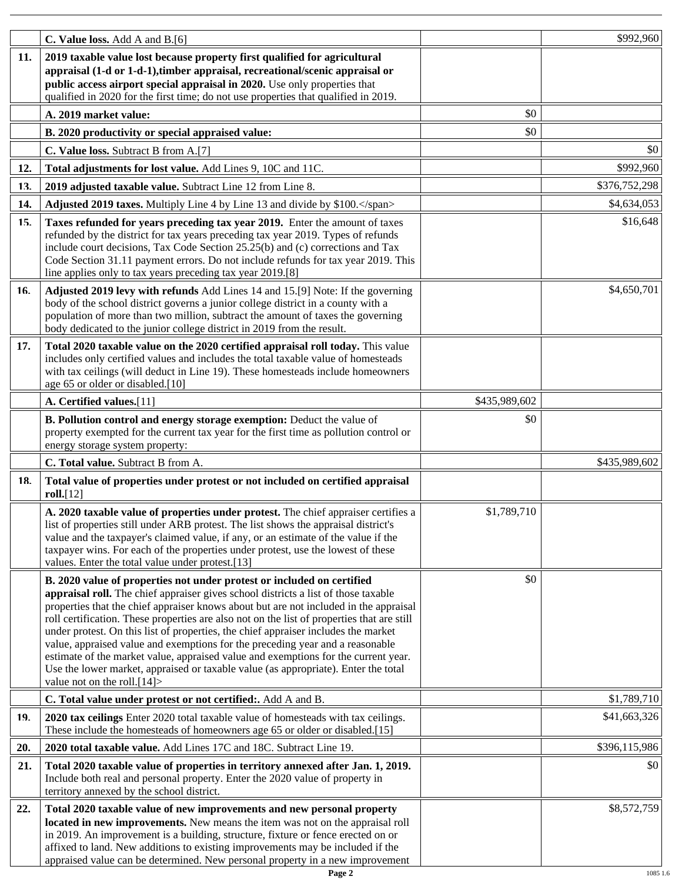| | | | |
|---|---|---|---|
| | **C. Value loss.** Add A and B.[6] | | $992,960 |
| **11.** | **2019 taxable value lost because property first qualified for agricultural appraisal (1-d or 1-d-1),timber appraisal, recreational/scenic appraisal or public access airport special appraisal in 2020.** Use only properties that qualified in 2020 for the first time; do not use properties that qualified in 2019. | | |
| | **A. 2019 market value:** | $0 | |
| | **B. 2020 productivity or special appraised value:** | $0 | |
| | **C. Value loss.** Subtract B from A.[7] | | $0 |
| **12.** | **Total adjustments for lost value.** Add Lines 9, 10C and 11C. | | $992,960 |
| **13.** | **2019 adjusted taxable value.** Subtract Line 12 from Line 8. | | $376,752,298 |
| **14.** | **Adjusted 2019 taxes.** Multiply Line 4 by Line 13 and divide by $100.</span> | | $4,634,053 |
| **15.** | **Taxes refunded for years preceding tax year 2019.** Enter the amount of taxes refunded by the district for tax years preceding tax year 2019. Types of refunds include court decisions, Tax Code Section 25.25(b) and (c) corrections and Tax Code Section 31.11 payment errors. Do not include refunds for tax year 2019. This line applies only to tax years preceding tax year 2019.[8] | | $16,648 |
| **16.** | **Adjusted 2019 levy with refunds** Add Lines 14 and 15.[9] Note: If the governing body of the school district governs a junior college district in a county with a population of more than two million, subtract the amount of taxes the governing body dedicated to the junior college district in 2019 from the result. | | $4,650,701 |
| **17.** | **Total 2020 taxable value on the 2020 certified appraisal roll today.** This value includes only certified values and includes the total taxable value of homesteads with tax ceilings (will deduct in Line 19). These homesteads include homeowners age 65 or older or disabled.[10] | | |
| | **A. Certified values.**[11] | $435,989,602 | |
| | **B. Pollution control and energy storage exemption:** Deduct the value of property exempted for the current tax year for the first time as pollution control or energy storage system property: | $0 | |
| | **C. Total value.** Subtract B from A. | | $435,989,602 |
| **18.** | **Total value of properties under protest or not included on certified appraisal roll.**[12] | | |
| | **A. 2020 taxable value of properties under protest.** The chief appraiser certifies a list of properties still under ARB protest. The list shows the appraisal district's value and the taxpayer's claimed value, if any, or an estimate of the value if the taxpayer wins. For each of the properties under protest, use the lowest of these values. Enter the total value under protest.[13] | $1,789,710 | |
| | **B. 2020 value of properties not under protest or included on certified appraisal roll.** The chief appraiser gives school districts a list of those taxable properties that the chief appraiser knows about but are not included in the appraisal roll certification. These properties are also not on the list of properties that are still under protest. On this list of properties, the chief appraiser includes the market value, appraised value and exemptions for the preceding year and a reasonable estimate of the market value, appraised value and exemptions for the current year. Use the lower market, appraised or taxable value (as appropriate). Enter the total value not on the roll.[14]> | $0 | |
| | **C. Total value under protest or not certified:.** Add A and B. | | $1,789,710 |
| **19.** | **2020 tax ceilings** Enter 2020 total taxable value of homesteads with tax ceilings. These include the homesteads of homeowners age 65 or older or disabled.[15] | | $41,663,326 |
| **20.** | **2020 total taxable value.** Add Lines 17C and 18C. Subtract Line 19. | | $396,115,986 |
| **21.** | **Total 2020 taxable value of properties in territory annexed after Jan. 1, 2019.** Include both real and personal property. Enter the 2020 value of property in territory annexed by the school district. | | $0 |
| **22.** | **Total 2020 taxable value of new improvements and new personal property located in new improvements.** New means the item was not on the appraisal roll in 2019. An improvement is a building, structure, fixture or fence erected on or affixed to land. New additions to existing improvements may be included if the appraised value can be determined. New personal property in a new improvement | | $8,572,759 |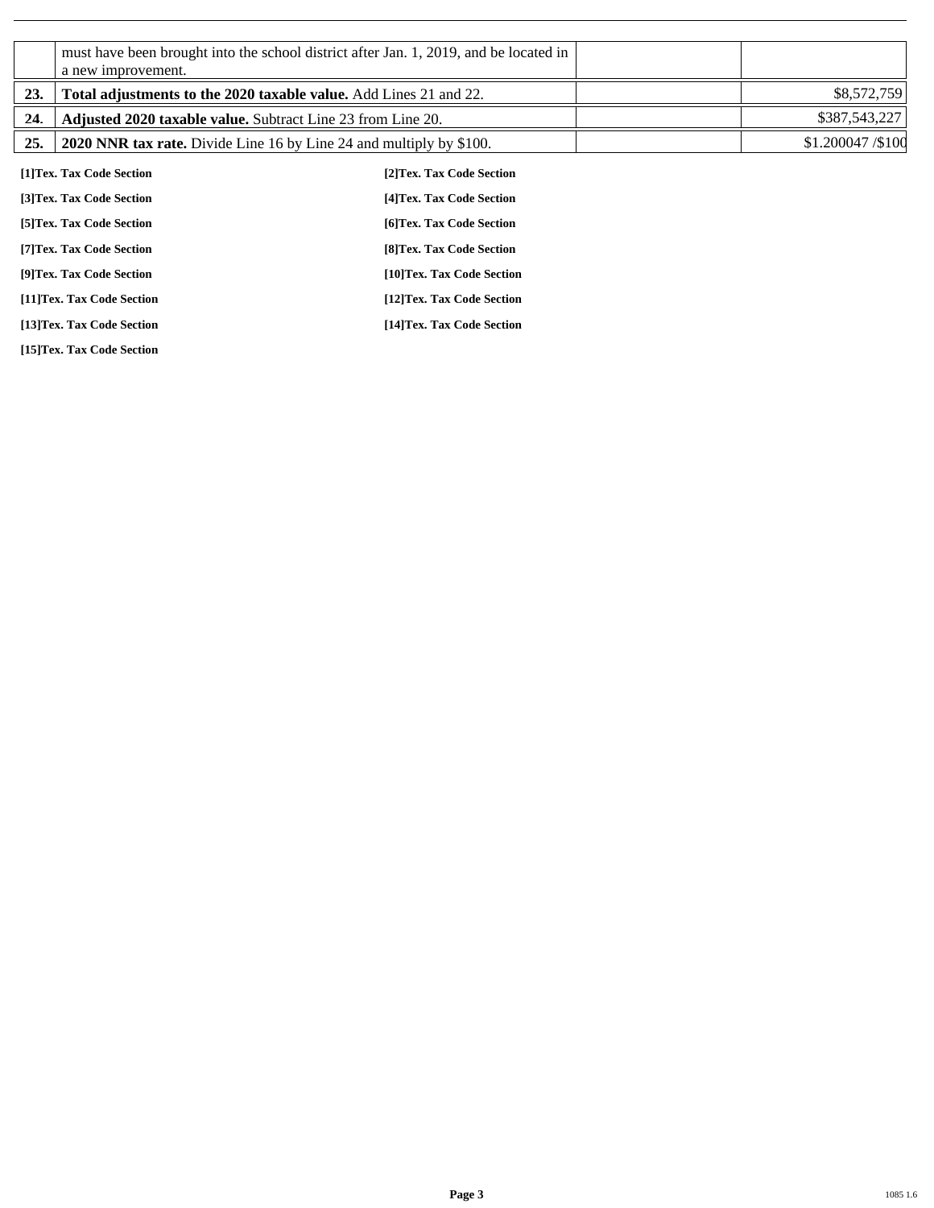| | | | |
|---|---|---|---|
| | must have been brought into the school district after Jan. 1, 2019, and be located in a new improvement. | | |
| 23. | **Total adjustments to the 2020 taxable value.** Add Lines 21 and 22. | | $8,572,759 |
| 24. | **Adjusted 2020 taxable value.** Subtract Line 23 from Line 20. | | $387,543,227 |
| 25. | **2020 NNR tax rate.** Divide Line 16 by Line 24 and multiply by $100. | | $1.200047 /$100 |

**[1]Tex. Tax Code Section**

**[2]Tex. Tax Code Section**

**[3]Tex. Tax Code Section**

**[4]Tex. Tax Code Section**

**[5]Tex. Tax Code Section**

**[6]Tex. Tax Code Section**

**[7]Tex. Tax Code Section**

**[8]Tex. Tax Code Section**

**[9]Tex. Tax Code Section**

**[10]Tex. Tax Code Section**

**[11]Tex. Tax Code Section**

**[12]Tex. Tax Code Section**

**[13]Tex. Tax Code Section**

**[14]Tex. Tax Code Section**

**[15]Tex. Tax Code Section**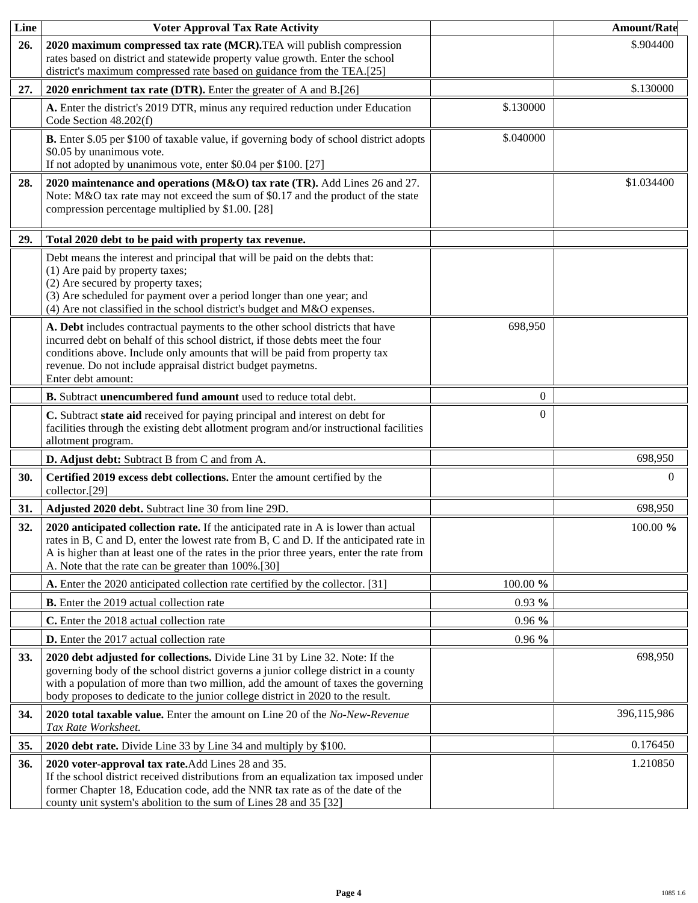| Line | Voter Approval Tax Rate Activity | | Amount/Rate |
|---|---|---|---|
| 26. | **2020 maximum compressed tax rate (MCR).** TEA will publish compression rates based on district and statewide property value growth. Enter the school district's maximum compressed rate based on guidance from the TEA.[25] | | $.904400 |
| 27. | **2020 enrichment tax rate (DTR).** Enter the greater of A and B.[26] | | $.130000 |
| | **A.** Enter the district's 2019 DTR, minus any required reduction under Education Code Section 48.202(f) | $.130000 | |
| | **B.** Enter $.05 per $100 of taxable value, if governing body of school district adopts $0.05 by unanimous vote.<br>If not adopted by unanimous vote, enter $0.04 per $100. [27] | $.040000 | |
| 28. | **2020 maintenance and operations (M&O) tax rate (TR).** Add Lines 26 and 27. Note: M&O tax rate may not exceed the sum of $0.17 and the product of the state compression percentage multiplied by $1.00. [28] | | $1.034400 |
| 29. | **Total 2020 debt to be paid with property tax revenue.** | | |
| | Debt means the interest and principal that will be paid on the debts that:<br>(1) Are paid by property taxes;<br>(2) Are secured by property taxes;<br>(3) Are scheduled for payment over a period longer than one year; and<br>(4) Are not classified in the school district's budget and M&O expenses. | | |
| | **A. Debt** includes contractual payments to the other school districts that have incurred debt on behalf of this school district, if those debts meet the four conditions above. Include only amounts that will be paid from property tax revenue. Do not include appraisal district budget paymetns.<br>Enter debt amount: | 698,950 | |
| | **B.** Subtract **unencumbered fund amount** used to reduce total debt. | 0 | |
| | **C.** Subtract **state aid** received for paying principal and interest on debt for facilities through the existing debt allotment program and/or instructional facilities allotment program. | 0 | |
| | **D. Adjust debt:** Subtract B from C and from A. | | 698,950 |
| 30. | **Certified 2019 excess debt collections.** Enter the amount certified by the collector.[29] | | 0 |
| 31. | **Adjusted 2020 debt.** Subtract line 30 from line 29D. | | 698,950 |
| 32. | **2020 anticipated collection rate.** If the anticipated rate in A is lower than actual rates in B, C and D, enter the lowest rate from B, C and D. If the anticipated rate in A is higher than at least one of the rates in the prior three years, enter the rate from A. Note that the rate can be greater than 100%.[30] | | 100.00 **%** |
| | **A.** Enter the 2020 anticipated collection rate certified by the collector. [31] | 100.00 **%** | |
| | **B.** Enter the 2019 actual collection rate | 0.93 **%** | |
| | **C.** Enter the 2018 actual collection rate | 0.96 **%** | |
| | **D.** Enter the 2017 actual collection rate | 0.96 **%** | |
| 33. | **2020 debt adjusted for collections.** Divide Line 31 by Line 32. Note: If the governing body of the school district governs a junior college district in a county with a population of more than two million, add the amount of taxes the governing body proposes to dedicate to the junior college district in 2020 to the result. | | 698,950 |
| 34. | **2020 total taxable value.** Enter the amount on Line 20 of the *No-New-Revenue Tax Rate Worksheet.* | | 396,115,986 |
| 35. | **2020 debt rate.** Divide Line 33 by Line 34 and multiply by $100. | | 0.176450 |
| 36. | **2020 voter-approval tax rate.** Add Lines 28 and 35.<br>If the school district received distributions from an equalization tax imposed under former Chapter 18, Education code, add the NNR tax rate as of the date of the county unit system's abolition to the sum of Lines 28 and 35 [32] | | 1.210850 |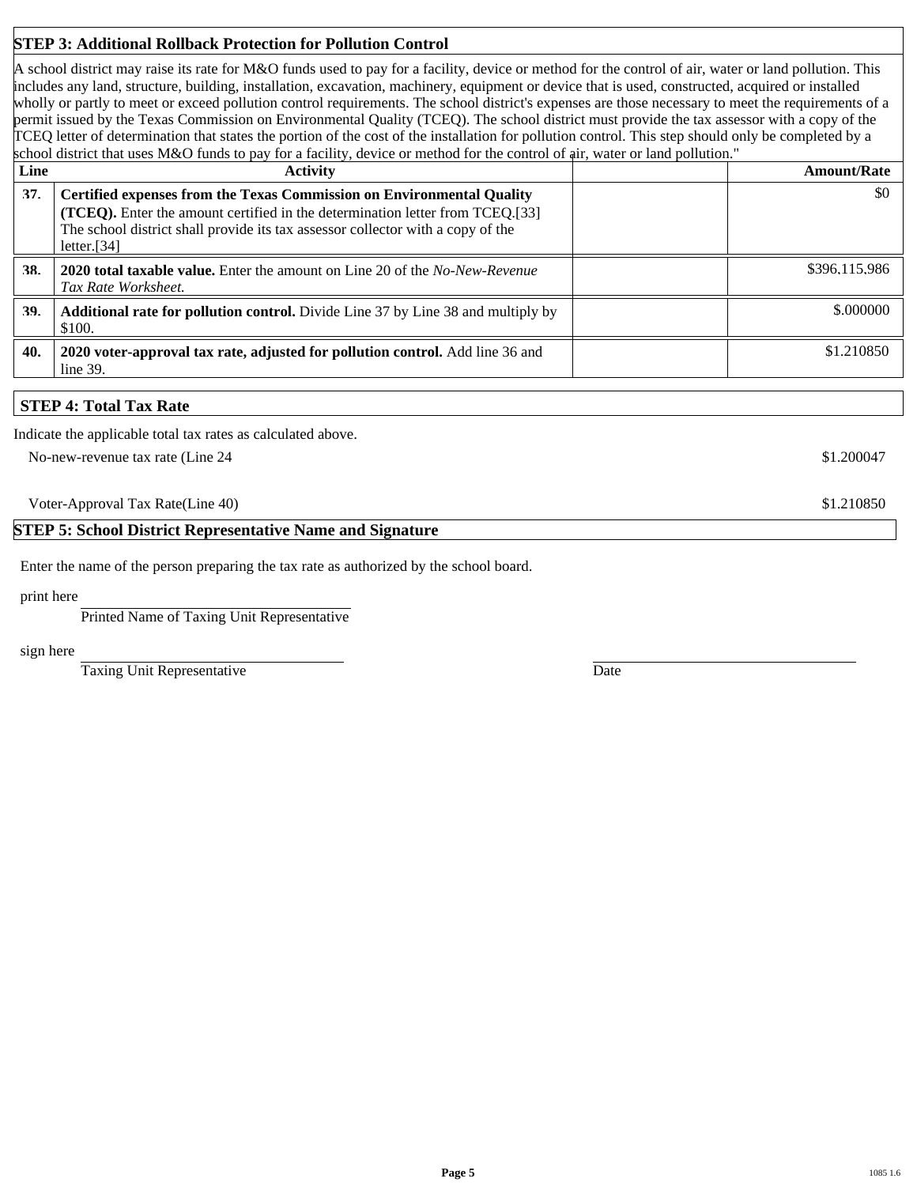## STEP 3: Additional Rollback Protection for Pollution Control

A school district may raise its rate for M&O funds used to pay for a facility, device or method for the control of air, water or land pollution. This includes any land, structure, building, installation, excavation, machinery, equipment or device that is used, constructed, acquired or installed wholly or partly to meet or exceed pollution control requirements. The school district's expenses are those necessary to meet the requirements of a permit issued by the Texas Commission on Environmental Quality (TCEQ). The school district must provide the tax assessor with a copy of the TCEQ letter of determination that states the portion of the cost of the installation for pollution control. This step should only be completed by a school district that uses M&O funds to pay for a facility, device or method for the control of air, water or land pollution."

| Line | Activity | | Amount/Rate |
|---|---|---|---|
| 37. | **Certified expenses from the Texas Commission on Environmental Quality (TCEQ).** Enter the amount certified in the determination letter from TCEQ.[33] The school district shall provide its tax assessor collector with a copy of the letter.[34] | | $0 |
| 38. | **2020 total taxable value.** Enter the amount on Line 20 of the *No-New-Revenue Tax Rate Worksheet.* | | $396,115,986 |
| 39. | **Additional rate for pollution control.** Divide Line 37 by Line 38 and multiply by $100. | | $.000000 |
| 40. | **2020 voter-approval tax rate, adjusted for pollution control.** Add line 36 and line 39. | | $1.210850 |

## STEP 4: Total Tax Rate

Indicate the applicable total tax rates as calculated above.

No-new-revenue tax rate (Line 24 $1.200047

Voter-Approval Tax Rate(Line 40) $1.210850

## STEP 5: School District Representative Name and Signature

Enter the name of the person preparing the tax rate as authorized by the school board.

print here ______________________________
Printed Name of Taxing Unit Representative

sign here ______________________________ ______________________________
Taxing Unit Representative Date